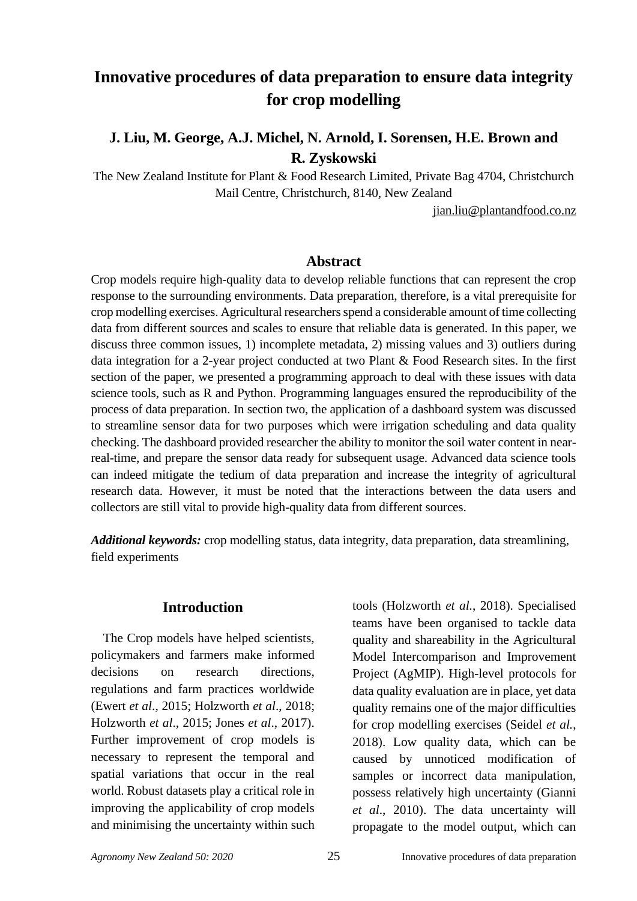# Innovative procedures of data preparation to ensure data integrity for crop modelling

**J. Liu, M. George, A.J. Michel, N. Arnold, I. Sorensen, H.E. Brown and R. Zyskowski**

The New Zealand Institute for Plant & Food Research Limited, Private Bag 4704, Christchurch Mail Centre, Christchurch, 8140, New Zealand

jian.liu@plantandfood.co.nz

## Abstract

Crop models require high-quality data to develop reliable functions that can represent the crop response to the surrounding environments. Data preparation, therefore, is a vital prerequisite for crop modelling exercises. Agricultural researchers spend a considerable amount of time collecting data from different sources and scales to ensure that reliable data is generated. In this paper, we discuss three common issues, 1) incomplete metadata, 2) missing values and 3) outliers during data integration for a 2-year project conducted at two Plant & Food Research sites. In the first section of the paper, we presented a programming approach to deal with these issues with data science tools, such as R and Python. Programming languages ensured the reproducibility of the process of data preparation. In section two, the application of a dashboard system was discussed to streamline sensor data for two purposes which were irrigation scheduling and data quality checking. The dashboard provided researcher the ability to monitor the soil water content in near-real-time, and prepare the sensor data ready for subsequent usage. Advanced data science tools can indeed mitigate the tedium of data preparation and increase the integrity of agricultural research data. However, it must be noted that the interactions between the data users and collectors are still vital to provide high-quality data from different sources.

***Additional keywords:*** crop modelling status, data integrity, data preparation, data streamlining, field experiments

## Introduction

The Crop models have helped scientists, policymakers and farmers make informed decisions on research directions, regulations and farm practices worldwide (Ewert *et al*., 2015; Holzworth *et al*., 2018; Holzworth *et al*., 2015; Jones *et al*., 2017). Further improvement of crop models is necessary to represent the temporal and spatial variations that occur in the real world. Robust datasets play a critical role in improving the applicability of crop models and minimising the uncertainty within such tools (Holzworth *et al.*, 2018). Specialised teams have been organised to tackle data quality and shareability in the Agricultural Model Intercomparison and Improvement Project (AgMIP). High-level protocols for data quality evaluation are in place, yet data quality remains one of the major difficulties for crop modelling exercises (Seidel *et al.*, 2018). Low quality data, which can be caused by unnoticed modification of samples or incorrect data manipulation, possess relatively high uncertainty (Gianni *et al*., 2010). The data uncertainty will propagate to the model output, which can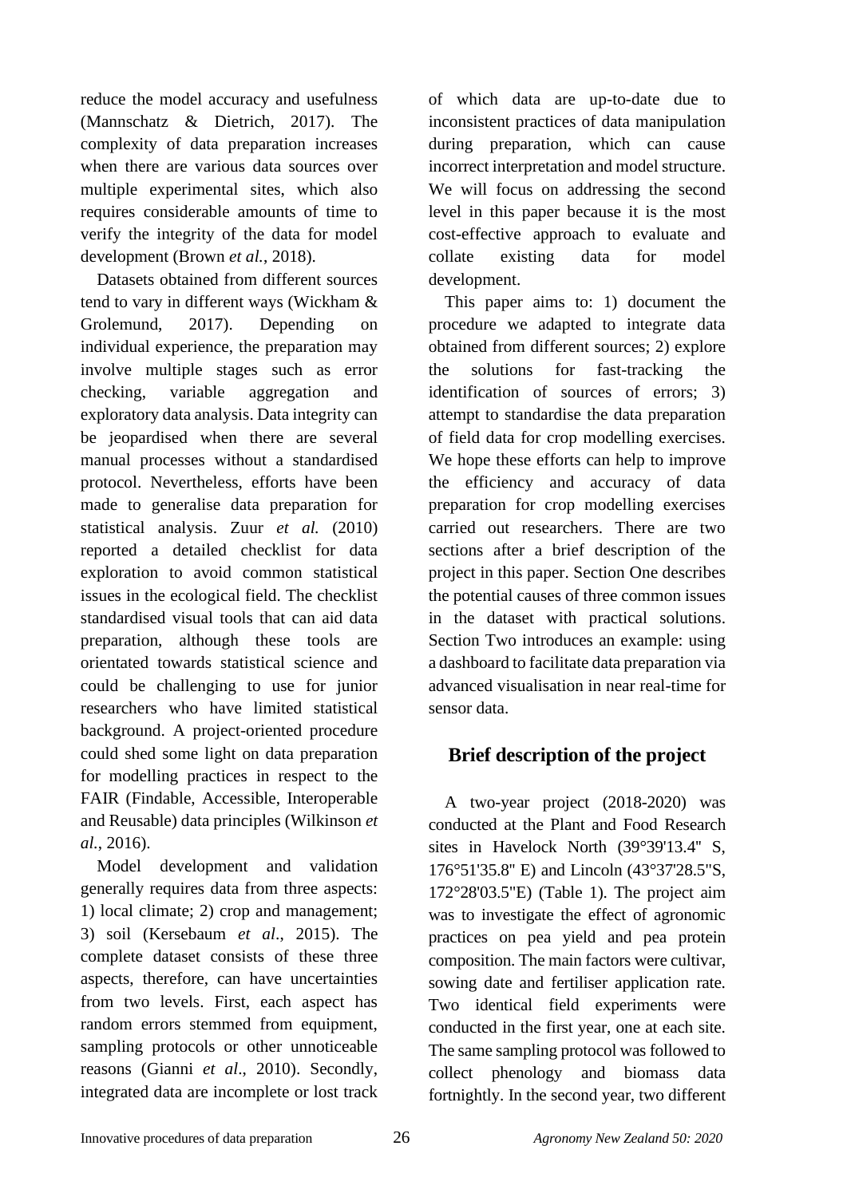reduce the model accuracy and usefulness (Mannschatz & Dietrich, 2017). The complexity of data preparation increases when there are various data sources over multiple experimental sites, which also requires considerable amounts of time to verify the integrity of the data for model development (Brown *et al.*, 2018).

Datasets obtained from different sources tend to vary in different ways (Wickham & Grolemund, 2017). Depending on individual experience, the preparation may involve multiple stages such as error checking, variable aggregation and exploratory data analysis. Data integrity can be jeopardised when there are several manual processes without a standardised protocol. Nevertheless, efforts have been made to generalise data preparation for statistical analysis. Zuur *et al.* (2010) reported a detailed checklist for data exploration to avoid common statistical issues in the ecological field. The checklist standardised visual tools that can aid data preparation, although these tools are orientated towards statistical science and could be challenging to use for junior researchers who have limited statistical background. A project-oriented procedure could shed some light on data preparation for modelling practices in respect to the FAIR (Findable, Accessible, Interoperable and Reusable) data principles (Wilkinson *et al.*, 2016).

Model development and validation generally requires data from three aspects: 1) local climate; 2) crop and management; 3) soil (Kersebaum *et al*., 2015). The complete dataset consists of these three aspects, therefore, can have uncertainties from two levels. First, each aspect has random errors stemmed from equipment, sampling protocols or other unnoticeable reasons (Gianni *et al*., 2010). Secondly, integrated data are incomplete or lost track of which data are up-to-date due to inconsistent practices of data manipulation during preparation, which can cause incorrect interpretation and model structure. We will focus on addressing the second level in this paper because it is the most cost-effective approach to evaluate and collate existing data for model development.

This paper aims to: 1) document the procedure we adapted to integrate data obtained from different sources; 2) explore the solutions for fast-tracking the identification of sources of errors; 3) attempt to standardise the data preparation of field data for crop modelling exercises. We hope these efforts can help to improve the efficiency and accuracy of data preparation for crop modelling exercises carried out researchers. There are two sections after a brief description of the project in this paper. Section One describes the potential causes of three common issues in the dataset with practical solutions. Section Two introduces an example: using a dashboard to facilitate data preparation via advanced visualisation in near real-time for sensor data.

## Brief description of the project

A two-year project (2018-2020) was conducted at the Plant and Food Research sites in Havelock North (39°39'13.4" S, 176°51'35.8" E) and Lincoln (43°37'28.5"S, 172°28'03.5"E) (Table 1). The project aim was to investigate the effect of agronomic practices on pea yield and pea protein composition. The main factors were cultivar, sowing date and fertiliser application rate. Two identical field experiments were conducted in the first year, one at each site. The same sampling protocol was followed to collect phenology and biomass data fortnightly. In the second year, two different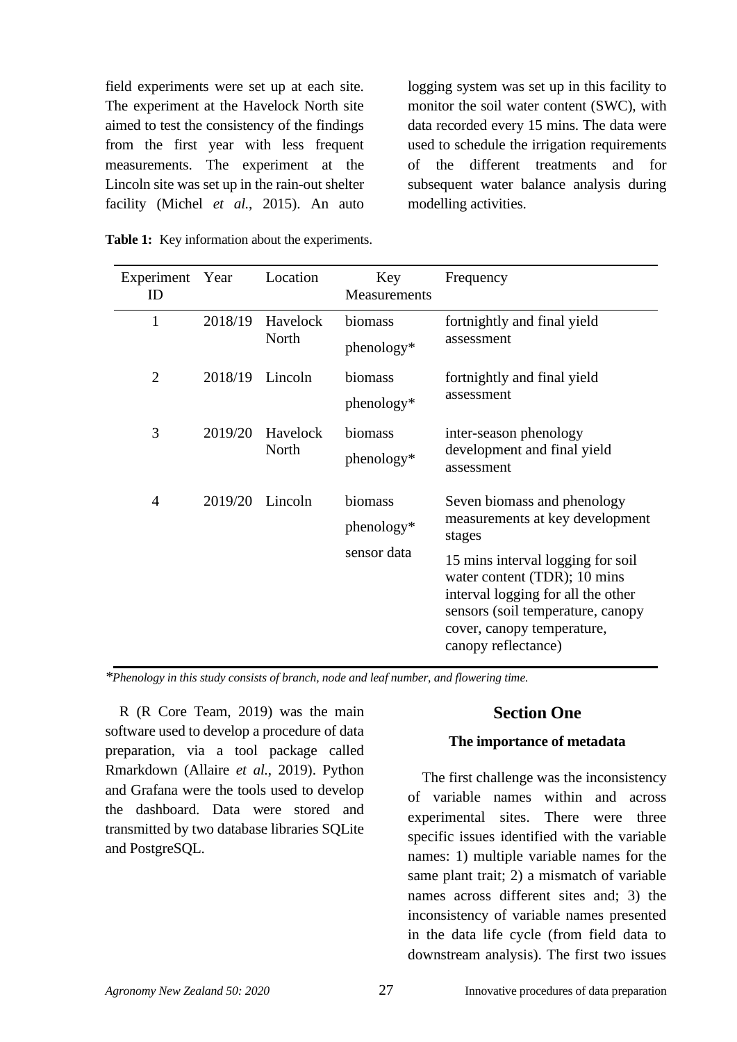field experiments were set up at each site. The experiment at the Havelock North site aimed to test the consistency of the findings from the first year with less frequent measurements. The experiment at the Lincoln site was set up in the rain-out shelter facility (Michel *et al.*, 2015). An auto logging system was set up in this facility to monitor the soil water content (SWC), with data recorded every 15 mins. The data were used to schedule the irrigation requirements of the different treatments and for subsequent water balance analysis during modelling activities.

**Table 1:** Key information about the experiments.

| Experiment ID | Year | Location | Key Measurements | Frequency |
|---|---|---|---|---|
| 1 | 2018/19 | Havelock North | biomass<br>phenology* | fortnightly and final yield assessment |
| 2 | 2018/19 | Lincoln | biomass<br>phenology* | fortnightly and final yield assessment |
| 3 | 2019/20 | Havelock North | biomass<br>phenology* | inter-season phenology development and final yield assessment |
| 4 | 2019/20 | Lincoln | biomass<br>phenology*<br>sensor data | Seven biomass and phenology measurements at key development stages<br>15 mins interval logging for soil water content (TDR); 10 mins interval logging for all the other sensors (soil temperature, canopy cover, canopy temperature, canopy reflectance) |

**Phenology in this study consists of branch, node and leaf number, and flowering time.*

R (R Core Team, 2019) was the main software used to develop a procedure of data preparation, via a tool package called Rmarkdown (Allaire *et al.*, 2019). Python and Grafana were the tools used to develop the dashboard. Data were stored and transmitted by two database libraries SQLite and PostgreSQL.

## Section One

### The importance of metadata

The first challenge was the inconsistency of variable names within and across experimental sites. There were three specific issues identified with the variable names: 1) multiple variable names for the same plant trait; 2) a mismatch of variable names across different sites and; 3) the inconsistency of variable names presented in the data life cycle (from field data to downstream analysis). The first two issues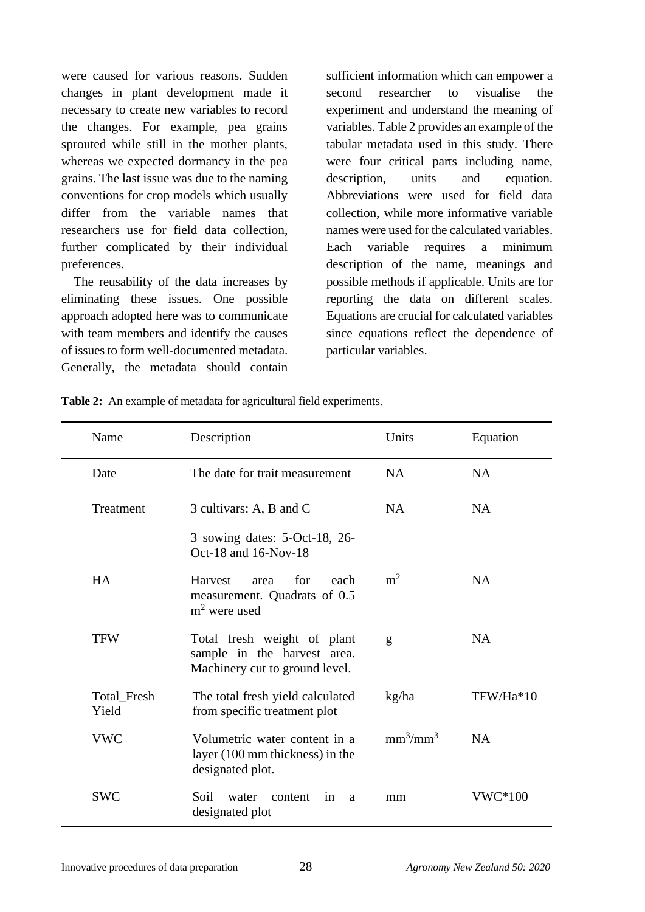were caused for various reasons. Sudden changes in plant development made it necessary to create new variables to record the changes. For example, pea grains sprouted while still in the mother plants, whereas we expected dormancy in the pea grains. The last issue was due to the naming conventions for crop models which usually differ from the variable names that researchers use for field data collection, further complicated by their individual preferences.

The reusability of the data increases by eliminating these issues. One possible approach adopted here was to communicate with team members and identify the causes of issues to form well-documented metadata. Generally, the metadata should contain sufficient information which can empower a second researcher to visualise the experiment and understand the meaning of variables. Table 2 provides an example of the tabular metadata used in this study. There were four critical parts including name, description, units and equation. Abbreviations were used for field data collection, while more informative variable names were used for the calculated variables. Each variable requires a minimum description of the name, meanings and possible methods if applicable. Units are for reporting the data on different scales. Equations are crucial for calculated variables since equations reflect the dependence of particular variables.

**Table 2:** An example of metadata for agricultural field experiments.

| Name | Description | Units | Equation |
|---|---|---|---|
| Date | The date for trait measurement | NA | NA |
| Treatment | 3 cultivars: A, B and C | NA | NA |
| | 3 sowing dates: 5-Oct-18, 26-Oct-18 and 16-Nov-18 | | |
| HA | Harvest area for each measurement. Quadrats of 0.5 $m^2$ were used | $m^2$ | NA |
| TFW | Total fresh weight of plant sample in the harvest area. Machinery cut to ground level. | g | NA |
| Total_Fresh Yield | The total fresh yield calculated from specific treatment plot | kg/ha | TFW/Ha*10 |
| VWC | Volumetric water content in a layer (100 mm thickness) in the designated plot. | $mm^3/mm^3$ | NA |
| SWC | Soil water content in a designated plot | mm | VWC*100 |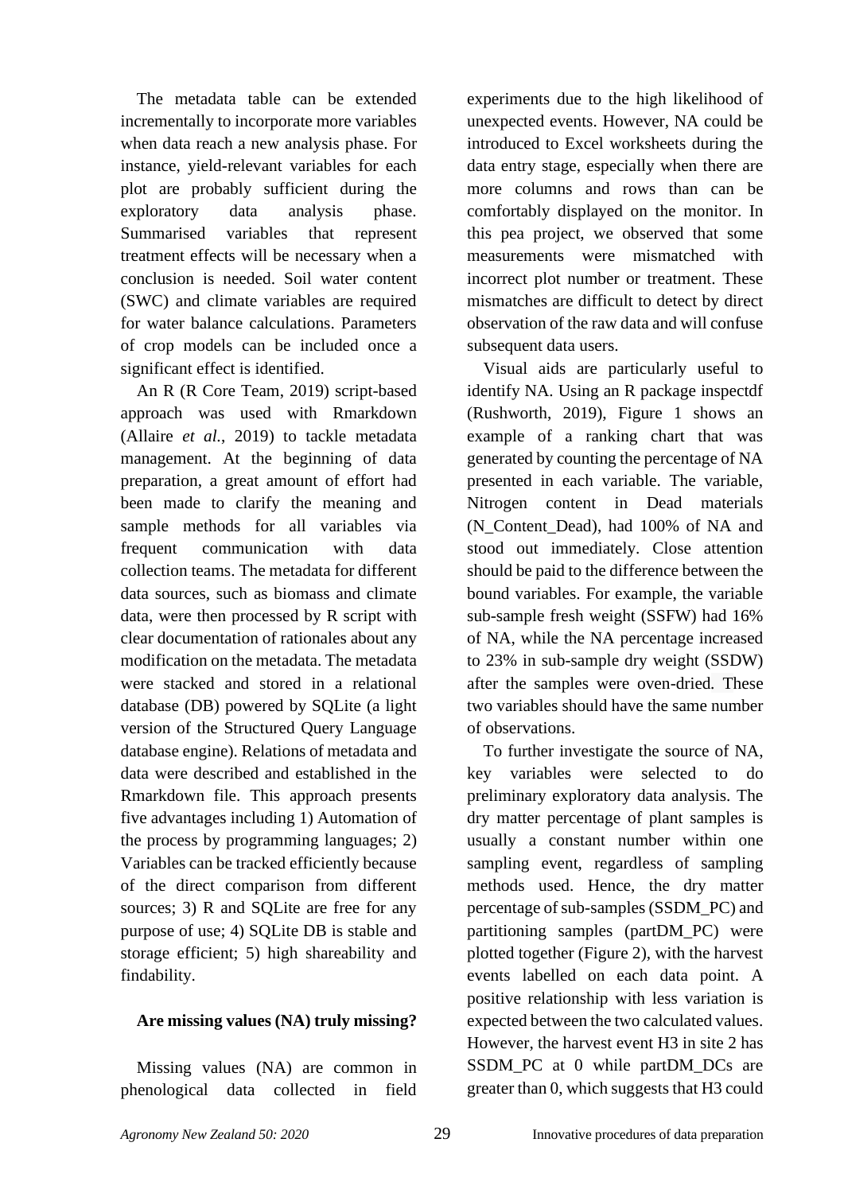The metadata table can be extended incrementally to incorporate more variables when data reach a new analysis phase. For instance, yield-relevant variables for each plot are probably sufficient during the exploratory data analysis phase. Summarised variables that represent treatment effects will be necessary when a conclusion is needed. Soil water content (SWC) and climate variables are required for water balance calculations. Parameters of crop models can be included once a significant effect is identified.

An R (R Core Team, 2019) script-based approach was used with Rmarkdown (Allaire *et al.*, 2019) to tackle metadata management. At the beginning of data preparation, a great amount of effort had been made to clarify the meaning and sample methods for all variables via frequent communication with data collection teams. The metadata for different data sources, such as biomass and climate data, were then processed by R script with clear documentation of rationales about any modification on the metadata. The metadata were stacked and stored in a relational database (DB) powered by SQLite (a light version of the Structured Query Language database engine). Relations of metadata and data were described and established in the Rmarkdown file. This approach presents five advantages including 1) Automation of the process by programming languages; 2) Variables can be tracked efficiently because of the direct comparison from different sources; 3) R and SQLite are free for any purpose of use; 4) SQLite DB is stable and storage efficient; 5) high shareability and findability.

### Are missing values (NA) truly missing?

Missing values (NA) are common in phenological data collected in field experiments due to the high likelihood of unexpected events. However, NA could be introduced to Excel worksheets during the data entry stage, especially when there are more columns and rows than can be comfortably displayed on the monitor. In this pea project, we observed that some measurements were mismatched with incorrect plot number or treatment. These mismatches are difficult to detect by direct observation of the raw data and will confuse subsequent data users.

Visual aids are particularly useful to identify NA. Using an R package inspectdf (Rushworth, 2019), Figure 1 shows an example of a ranking chart that was generated by counting the percentage of NA presented in each variable. The variable, Nitrogen content in Dead materials (N_Content_Dead), had 100% of NA and stood out immediately. Close attention should be paid to the difference between the bound variables. For example, the variable sub-sample fresh weight (SSFW) had 16% of NA, while the NA percentage increased to 23% in sub-sample dry weight (SSDW) after the samples were oven-dried. These two variables should have the same number of observations.

To further investigate the source of NA, key variables were selected to do preliminary exploratory data analysis. The dry matter percentage of plant samples is usually a constant number within one sampling event, regardless of sampling methods used. Hence, the dry matter percentage of sub-samples (SSDM_PC) and partitioning samples (partDM_PC) were plotted together (Figure 2), with the harvest events labelled on each data point. A positive relationship with less variation is expected between the two calculated values. However, the harvest event H3 in site 2 has SSDM_PC at 0 while partDM_DCs are greater than 0, which suggests that H3 could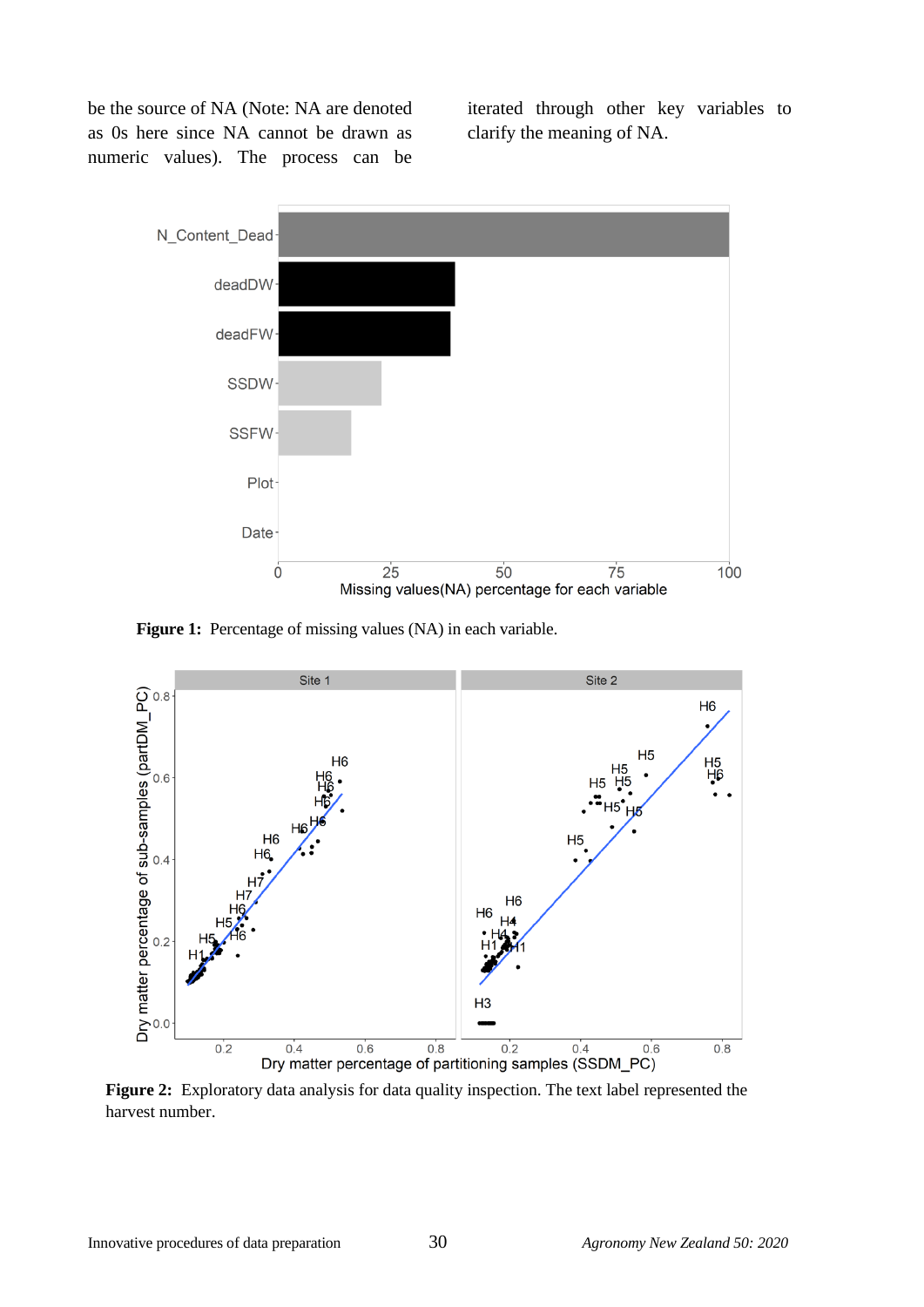be the source of NA (Note: NA are denoted as 0s here since NA cannot be drawn as numeric values). The process can be iterated through other key variables to clarify the meaning of NA.

**Figure 1:** Percentage of missing values (NA) in each variable.

**Figure 2:** Exploratory data analysis for data quality inspection. The text label represented the harvest number.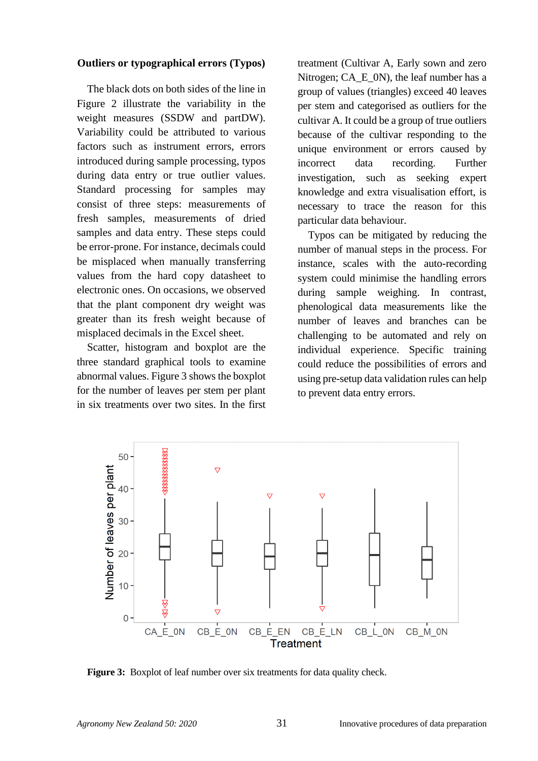### Outliers or typographical errors (Typos)

The black dots on both sides of the line in Figure 2 illustrate the variability in the weight measures (SSDW and partDW). Variability could be attributed to various factors such as instrument errors, errors introduced during sample processing, typos during data entry or true outlier values. Standard processing for samples may consist of three steps: measurements of fresh samples, measurements of dried samples and data entry. These steps could be error-prone. For instance, decimals could be misplaced when manually transferring values from the hard copy datasheet to electronic ones. On occasions, we observed that the plant component dry weight was greater than its fresh weight because of misplaced decimals in the Excel sheet.

Scatter, histogram and boxplot are the three standard graphical tools to examine abnormal values. Figure 3 shows the boxplot for the number of leaves per stem per plant in six treatments over two sites. In the first treatment (Cultivar A, Early sown and zero Nitrogen; CA_E_0N), the leaf number has a group of values (triangles) exceed 40 leaves per stem and categorised as outliers for the cultivar A. It could be a group of true outliers because of the cultivar responding to the unique environment or errors caused by incorrect data recording. Further investigation, such as seeking expert knowledge and extra visualisation effort, is necessary to trace the reason for this particular data behaviour.

Typos can be mitigated by reducing the number of manual steps in the process. For instance, scales with the auto-recording system could minimise the handling errors during sample weighing. In contrast, phenological data measurements like the number of leaves and branches can be challenging to be automated and rely on individual experience. Specific training could reduce the possibilities of errors and using pre-setup data validation rules can help to prevent data entry errors.

**Figure 3:** Boxplot of leaf number over six treatments for data quality check.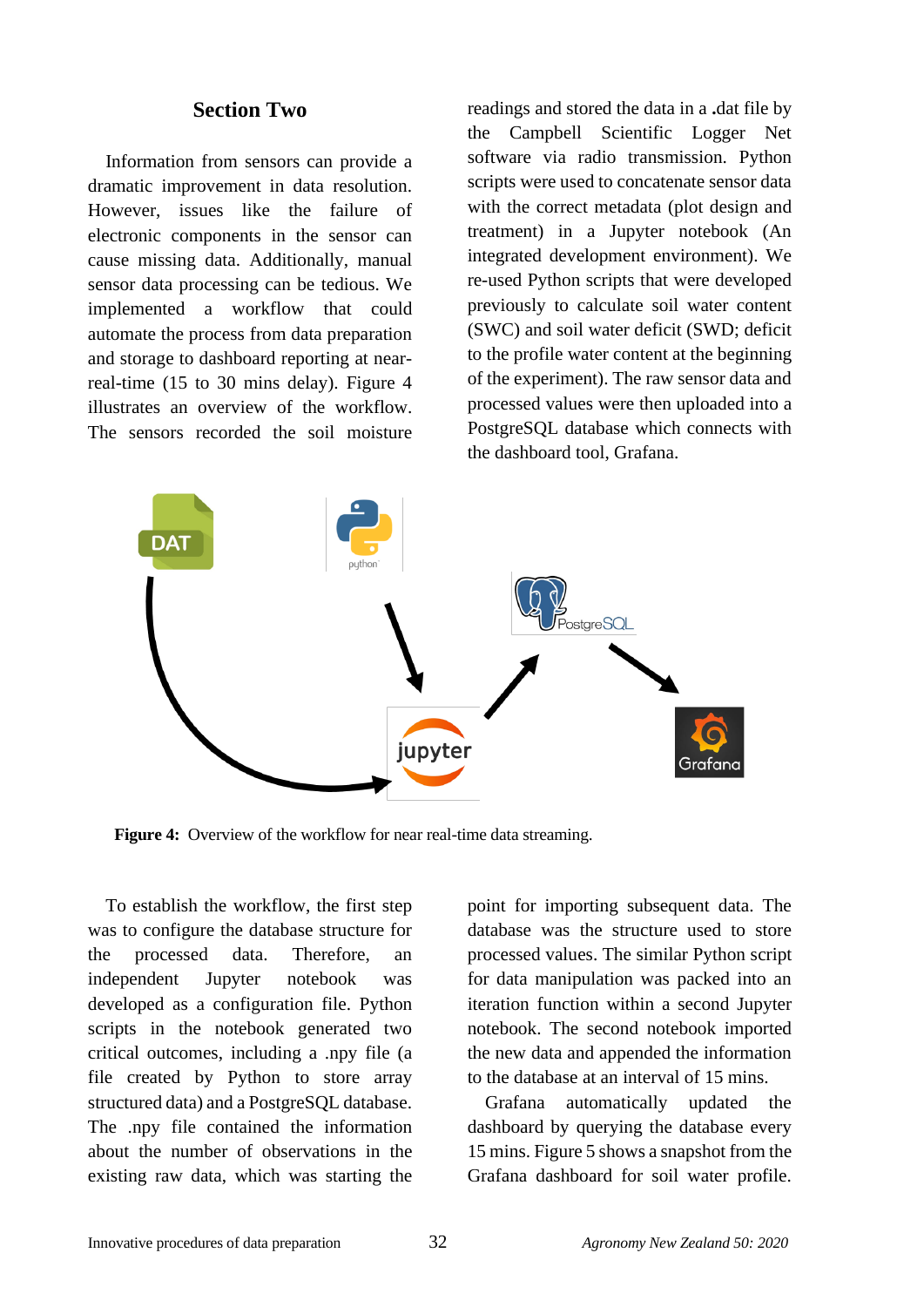## Section Two

Information from sensors can provide a dramatic improvement in data resolution. However, issues like the failure of electronic components in the sensor can cause missing data. Additionally, manual sensor data processing can be tedious. We implemented a workflow that could automate the process from data preparation and storage to dashboard reporting at near-real-time (15 to 30 mins delay). Figure 4 illustrates an overview of the workflow. The sensors recorded the soil moisture readings and stored the data in a .dat file by the Campbell Scientific Logger Net software via radio transmission. Python scripts were used to concatenate sensor data with the correct metadata (plot design and treatment) in a Jupyter notebook (An integrated development environment). We re-used Python scripts that were developed previously to calculate soil water content (SWC) and soil water deficit (SWD; deficit to the profile water content at the beginning of the experiment). The raw sensor data and processed values were then uploaded into a PostgreSQL database which connects with the dashboard tool, Grafana.

**Figure 4:** Overview of the workflow for near real-time data streaming.

To establish the workflow, the first step was to configure the database structure for the processed data. Therefore, an independent Jupyter notebook was developed as a configuration file. Python scripts in the notebook generated two critical outcomes, including a .npy file (a file created by Python to store array structured data) and a PostgreSQL database. The .npy file contained the information about the number of observations in the existing raw data, which was starting the point for importing subsequent data. The database was the structure used to store processed values. The similar Python script for data manipulation was packed into an iteration function within a second Jupyter notebook. The second notebook imported the new data and appended the information to the database at an interval of 15 mins.

Grafana automatically updated the dashboard by querying the database every 15 mins. Figure 5 shows a snapshot from the Grafana dashboard for soil water profile.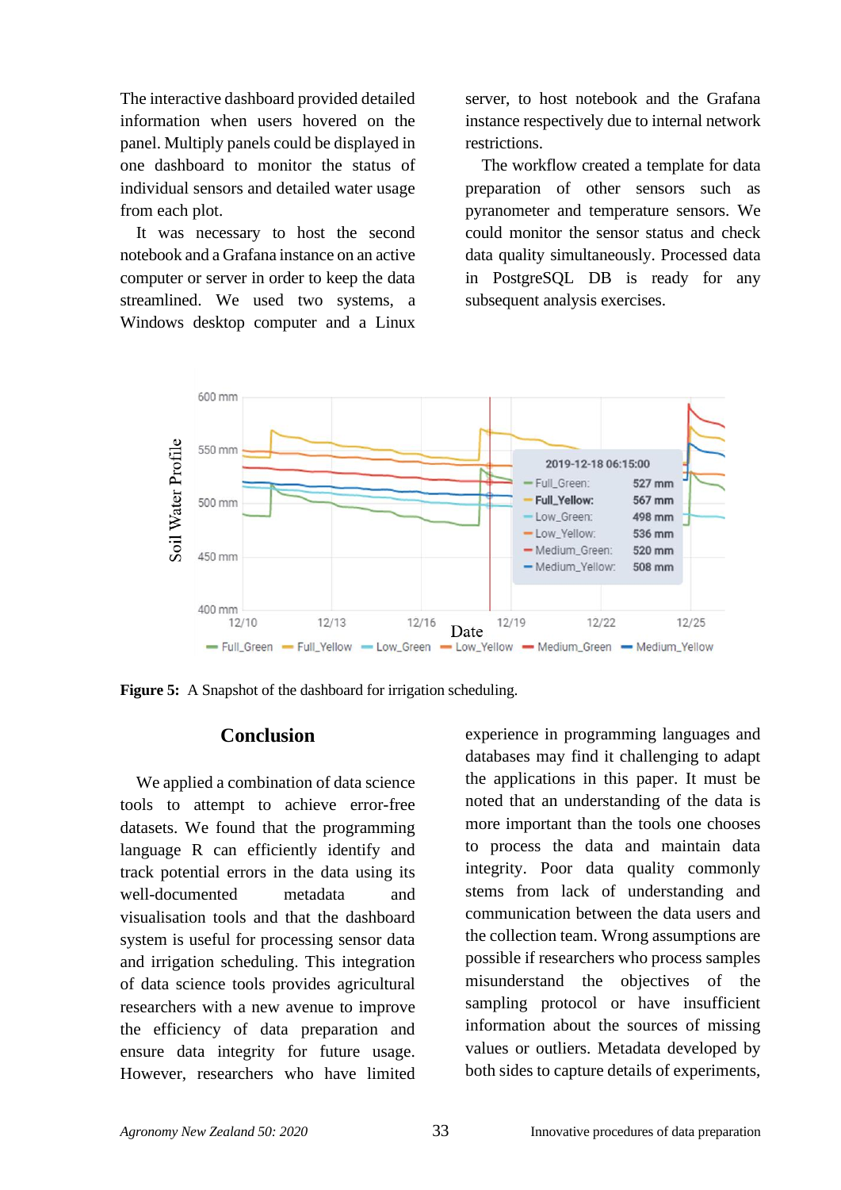The interactive dashboard provided detailed information when users hovered on the panel. Multiply panels could be displayed in one dashboard to monitor the status of individual sensors and detailed water usage from each plot.

It was necessary to host the second notebook and a Grafana instance on an active computer or server in order to keep the data streamlined. We used two systems, a Windows desktop computer and a Linux server, to host notebook and the Grafana instance respectively due to internal network restrictions.

The workflow created a template for data preparation of other sensors such as pyranometer and temperature sensors. We could monitor the sensor status and check data quality simultaneously. Processed data in PostgreSQL DB is ready for any subsequent analysis exercises.

**Figure 5:** A Snapshot of the dashboard for irrigation scheduling.

## Conclusion

We applied a combination of data science tools to attempt to achieve error-free datasets. We found that the programming language R can efficiently identify and track potential errors in the data using its well-documented metadata and visualisation tools and that the dashboard system is useful for processing sensor data and irrigation scheduling. This integration of data science tools provides agricultural researchers with a new avenue to improve the efficiency of data preparation and ensure data integrity for future usage. However, researchers who have limited experience in programming languages and databases may find it challenging to adapt the applications in this paper. It must be noted that an understanding of the data is more important than the tools one chooses to process the data and maintain data integrity. Poor data quality commonly stems from lack of understanding and communication between the data users and the collection team. Wrong assumptions are possible if researchers who process samples misunderstand the objectives of the sampling protocol or have insufficient information about the sources of missing values or outliers. Metadata developed by both sides to capture details of experiments,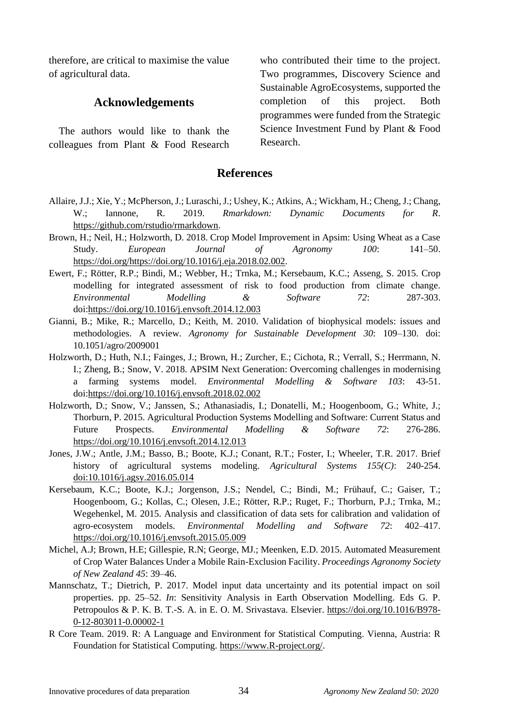therefore, are critical to maximise the value of agricultural data.

## Acknowledgements

The authors would like to thank the colleagues from Plant & Food Research who contributed their time to the project. Two programmes, Discovery Science and Sustainable AgroEcosystems, supported the completion of this project. Both programmes were funded from the Strategic Science Investment Fund by Plant & Food Research.

## References

Allaire, J.J.; Xie, Y.; McPherson, J.; Luraschi, J.; Ushey, K.; Atkins, A.; Wickham, H.; Cheng, J.; Chang, W.; Iannone, R. 2019. *Rmarkdown: Dynamic Documents for R*. https://github.com/rstudio/rmarkdown.

Brown, H.; Neil, H.; Holzworth, D. 2018. Crop Model Improvement in Apsim: Using Wheat as a Case Study. *European Journal of Agronomy 100*: 141–50. https://doi.org/https://doi.org/10.1016/j.eja.2018.02.002.

Ewert, F.; Rötter, R.P.; Bindi, M.; Webber, H.; Trnka, M.; Kersebaum, K.C.; Asseng, S. 2015. Crop modelling for integrated assessment of risk to food production from climate change. *Environmental Modelling & Software 72*: 287-303. doi:https://doi.org/10.1016/j.envsoft.2014.12.003

Gianni, B.; Mike, R.; Marcello, D.; Keith, M. 2010. Validation of biophysical models: issues and methodologies. A review. *Agronomy for Sustainable Development 30*: 109–130. doi: 10.1051/agro/2009001

Holzworth, D.; Huth, N.I.; Fainges, J.; Brown, H.; Zurcher, E.; Cichota, R.; Verrall, S.; Herrmann, N. I.; Zheng, B.; Snow, V. 2018. APSIM Next Generation: Overcoming challenges in modernising a farming systems model. *Environmental Modelling & Software 103*: 43-51. doi:https://doi.org/10.1016/j.envsoft.2018.02.002

Holzworth, D.; Snow, V.; Janssen, S.; Athanasiadis, I.; Donatelli, M.; Hoogenboom, G.; White, J.; Thorburn, P. 2015. Agricultural Production Systems Modelling and Software: Current Status and Future Prospects. *Environmental Modelling & Software 72*: 276-286. https://doi.org/10.1016/j.envsoft.2014.12.013

Jones, J.W.; Antle, J.M.; Basso, B.; Boote, K.J.; Conant, R.T.; Foster, I.; Wheeler, T.R. 2017. Brief history of agricultural systems modeling. *Agricultural Systems 155(C)*: 240-254. doi:10.1016/j.agsy.2016.05.014

Kersebaum, K.C.; Boote, K.J.; Jorgenson, J.S.; Nendel, C.; Bindi, M.; Frühauf, C.; Gaiser, T.; Hoogenboom, G.; Kollas, C.; Olesen, J.E.; Rötter, R.P.; Ruget, F.; Thorburn, P.J.; Trnka, M.; Wegehenkel, M. 2015. Analysis and classification of data sets for calibration and validation of agro-ecosystem models. *Environmental Modelling and Software 72*: 402–417. https://doi.org/10.1016/j.envsoft.2015.05.009

Michel, A.J; Brown, H.E; Gillespie, R.N; George, MJ.; Meenken, E.D. 2015. Automated Measurement of Crop Water Balances Under a Mobile Rain-Exclusion Facility. *Proceedings Agronomy Society of New Zealand 45*: 39–46.

Mannschatz, T.; Dietrich, P. 2017. Model input data uncertainty and its potential impact on soil properties. pp. 25–52. *In*: Sensitivity Analysis in Earth Observation Modelling. Eds G. P. Petropoulos & P. K. B. T.-S. A. in E. O. M. Srivastava. Elsevier. https://doi.org/10.1016/B978-0-12-803011-0.00002-1

R Core Team. 2019. R: A Language and Environment for Statistical Computing. Vienna, Austria: R Foundation for Statistical Computing. https://www.R-project.org/.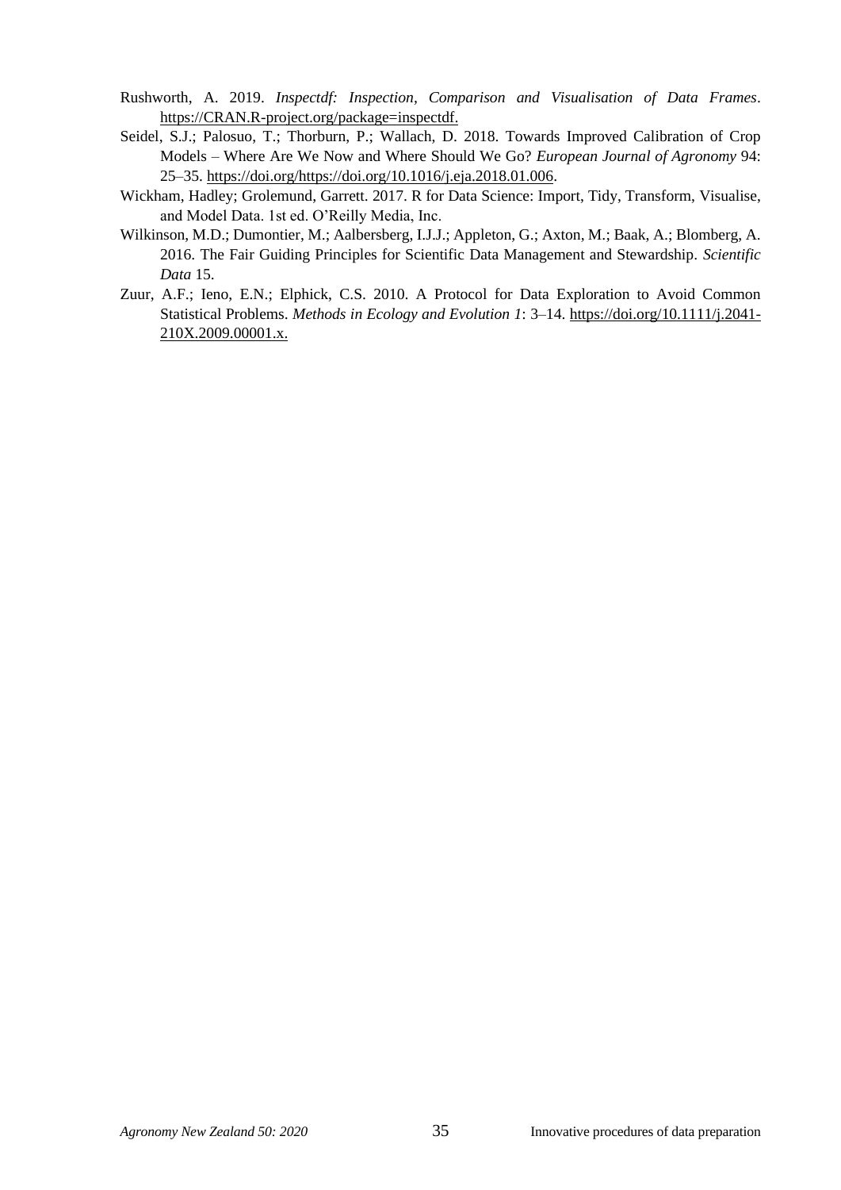Rushworth, A. 2019. *Inspectdf: Inspection, Comparison and Visualisation of Data Frames*. https://CRAN.R-project.org/package=inspectdf.

Seidel, S.J.; Palosuo, T.; Thorburn, P.; Wallach, D. 2018. Towards Improved Calibration of Crop Models – Where Are We Now and Where Should We Go? *European Journal of Agronomy* 94: 25–35. https://doi.org/https://doi.org/10.1016/j.eja.2018.01.006.

Wickham, Hadley; Grolemund, Garrett. 2017. R for Data Science: Import, Tidy, Transform, Visualise, and Model Data. 1st ed. O'Reilly Media, Inc.

Wilkinson, M.D.; Dumontier, M.; Aalbersberg, I.J.J.; Appleton, G.; Axton, M.; Baak, A.; Blomberg, A. 2016. The Fair Guiding Principles for Scientific Data Management and Stewardship. *Scientific Data* 15.

Zuur, A.F.; Ieno, E.N.; Elphick, C.S. 2010. A Protocol for Data Exploration to Avoid Common Statistical Problems. *Methods in Ecology and Evolution 1*: 3–14. https://doi.org/10.1111/j.2041-210X.2009.00001.x.